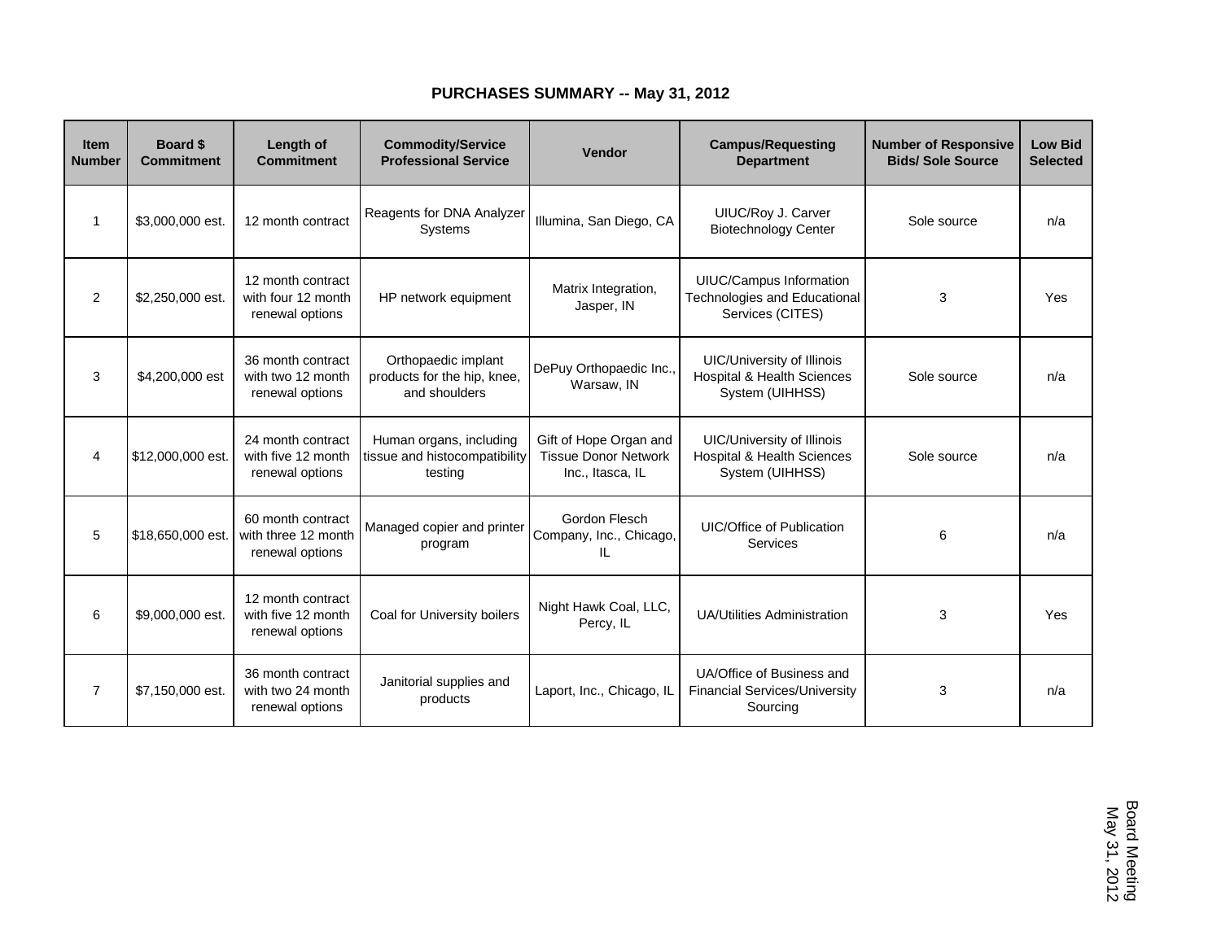# PURCHASES SUMMARY -- May 31, 2012

| Item Number | Board $ Commitment | Length of Commitment | Commodity/Service Professional Service | Vendor | Campus/Requesting Department | Number of Responsive Bids/ Sole Source | Low Bid Selected |
|---|---|---|---|---|---|---|---|
| 1 | $3,000,000 est. | 12 month contract | Reagents for DNA Analyzer Systems | Illumina, San Diego, CA | UIUC/Roy J. Carver Biotechnology Center | Sole source | n/a |
| 2 | $2,250,000 est. | 12 month contract with four 12 month renewal options | HP network equipment | Matrix Integration, Jasper, IN | UIUC/Campus Information Technologies and Educational Services (CITES) | 3 | Yes |
| 3 | $4,200,000 est | 36 month contract with two 12 month renewal options | Orthopaedic implant products for the hip, knee, and shoulders | DePuy Orthopaedic Inc., Warsaw, IN | UIC/University of Illinois Hospital & Health Sciences System (UIHHSS) | Sole source | n/a |
| 4 | $12,000,000 est. | 24 month contract with five 12 month renewal options | Human organs, including tissue and histocompatibility testing | Gift of Hope Organ and Tissue Donor Network Inc., Itasca, IL | UIC/University of Illinois Hospital & Health Sciences System (UIHHSS) | Sole source | n/a |
| 5 | $18,650,000 est. | 60 month contract with three 12 month renewal options | Managed copier and printer program | Gordon Flesch Company, Inc., Chicago, IL | UIC/Office of Publication Services | 6 | n/a |
| 6 | $9,000,000 est. | 12 month contract with five 12 month renewal options | Coal for University boilers | Night Hawk Coal, LLC, Percy, IL | UA/Utilities Administration | 3 | Yes |
| 7 | $7,150,000 est. | 36 month contract with two 24 month renewal options | Janitorial supplies and products | Laport, Inc., Chicago, IL | UA/Office of Business and Financial Services/University Sourcing | 3 | n/a |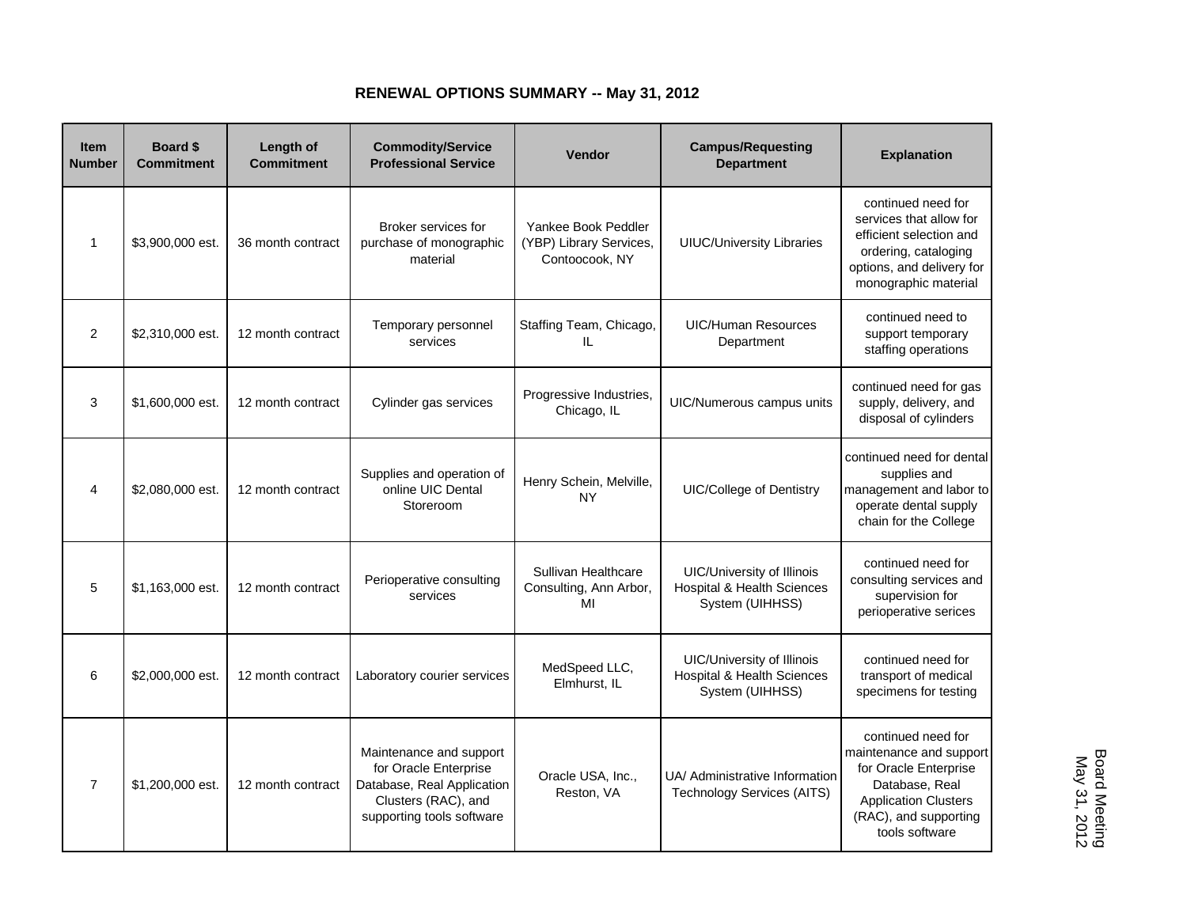# RENEWAL OPTIONS SUMMARY -- May 31, 2012

| Item Number | Board $ Commitment | Length of Commitment | Commodity/Service Professional Service | Vendor | Campus/Requesting Department | Explanation |
|---|---|---|---|---|---|---|
| 1 | $3,900,000 est. | 36 month contract | Broker services for purchase of monographic material | Yankee Book Peddler (YBP) Library Services, Contoocook, NY | UIUC/University Libraries | continued need for services that allow for efficient selection and ordering, cataloging options, and delivery for monographic material |
| 2 | $2,310,000 est. | 12 month contract | Temporary personnel services | Staffing Team, Chicago, IL | UIC/Human Resources Department | continued need to support temporary staffing operations |
| 3 | $1,600,000 est. | 12 month contract | Cylinder gas services | Progressive Industries, Chicago, IL | UIC/Numerous campus units | continued need for gas supply, delivery, and disposal of cylinders |
| 4 | $2,080,000 est. | 12 month contract | Supplies and operation of online UIC Dental Storeroom | Henry Schein, Melville, NY | UIC/College of Dentistry | continued need for dental supplies and management and labor to operate dental supply chain for the College |
| 5 | $1,163,000 est. | 12 month contract | Perioperative consulting services | Sullivan Healthcare Consulting, Ann Arbor, MI | UIC/University of Illinois Hospital & Health Sciences System (UIHHSS) | continued need for consulting services and supervision for perioperative serices |
| 6 | $2,000,000 est. | 12 month contract | Laboratory courier services | MedSpeed LLC, Elmhurst, IL | UIC/University of Illinois Hospital & Health Sciences System (UIHHSS) | continued need for transport of medical specimens for testing |
| 7 | $1,200,000 est. | 12 month contract | Maintenance and support for Oracle Enterprise Database, Real Application Clusters (RAC), and supporting tools software | Oracle USA, Inc., Reston, VA | UA/ Administrative Information Technology Services (AITS) | continued need for maintenance and support for Oracle Enterprise Database, Real Application Clusters (RAC), and supporting tools software |

Board Meeting
May 31, 2012